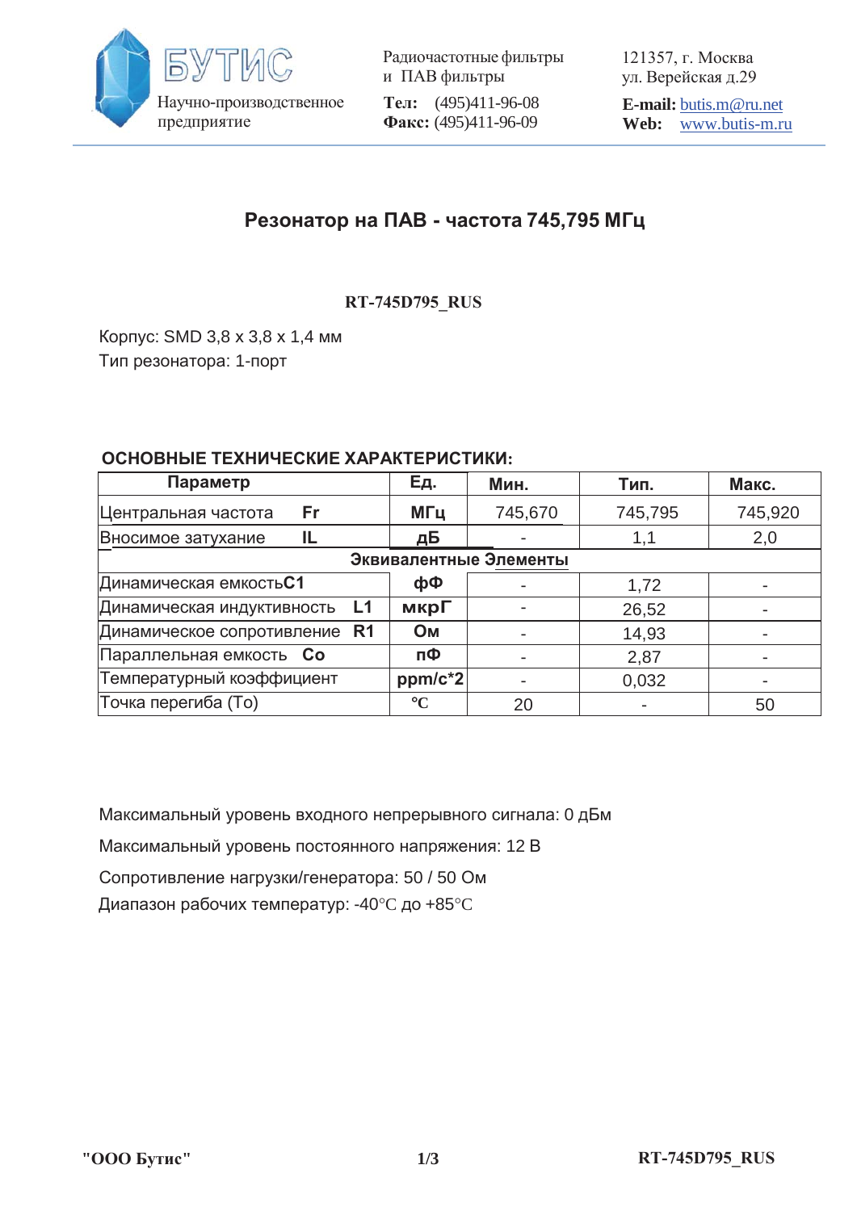БУТИС

Научно-производственное предприятие

Радиочастотные фильтры и ПАВ фильтры

**Тел:** (495)411-96-08
**Факс:** (495)411-96-09

121357, г. Москва
ул. Верейская д.29

**E-mail:** butis.m@ru.net
**Web:** www.butis-m.ru

# Резонатор на ПАВ - частота 745,795 МГц

**RT-745D795_RUS**

Корпус: SMD 3,8 x 3,8 x 1,4 мм
Тип резонатора: 1-порт

## ОСНОВНЫЕ ТЕХНИЧЕСКИЕ ХАРАКТЕРИСТИКИ:

| Параметр | Ед. | Мин. | Тип. | Макс. |
|---|---|---|---|---|
| Центральная частота **Fr** | **МГц** | 745,670 | 745,795 | 745,920 |
| Вносимое затухание **IL** | **дБ** | - | 1,1 | 2,0 |
| **Эквивалентные Элементы** | | | | |
| Динамическая емкость **C1** | **фФ** | - | 1,72 | - |
| Динамическая индуктивность **L1** | **мкрГ** | - | 26,52 | - |
| Динамическое сопротивление **R1** | **Ом** | - | 14,93 | - |
| Параллельная емкость **Co** | **пФ** | - | 2,87 | - |
| Температурный коэффициент | **ppm/c*2** | - | 0,032 | - |
| Точка перегиба (To) | **°C** | 20 | - | 50 |

Максимальный уровень входного непрерывного сигнала: 0 дБм

Максимальный уровень постоянного напряжения: 12 В

Сопротивление нагрузки/генератора: 50 / 50 Ом

Диапазон рабочих температур: -40°C до +85°C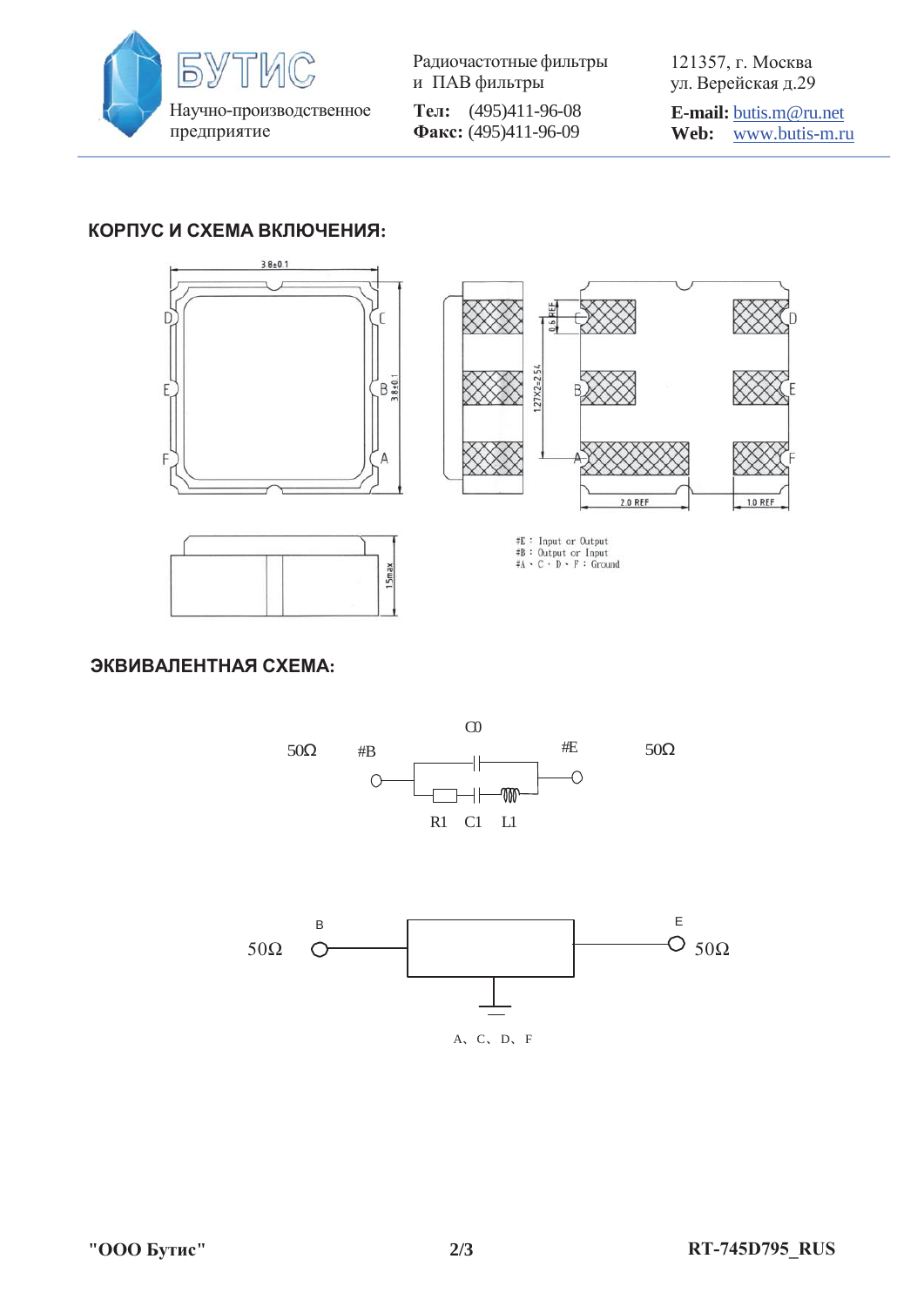## КОРПУС И СХЕМА ВКЛЮЧЕНИЯ:

3.8±0.1

3.8±0.1

0.6 REF

1.27X2=2.54

2.0 REF

1.0 REF

1.5max

#E : Input or Output
#B : Output or Input
#A、C、D、F : Ground

## ЭКВИВАЛЕНТНАЯ СХЕМА:

C0

50Ω #B #E 50Ω

R1 C1 L1

B E

50Ω 50Ω

A、C、D、F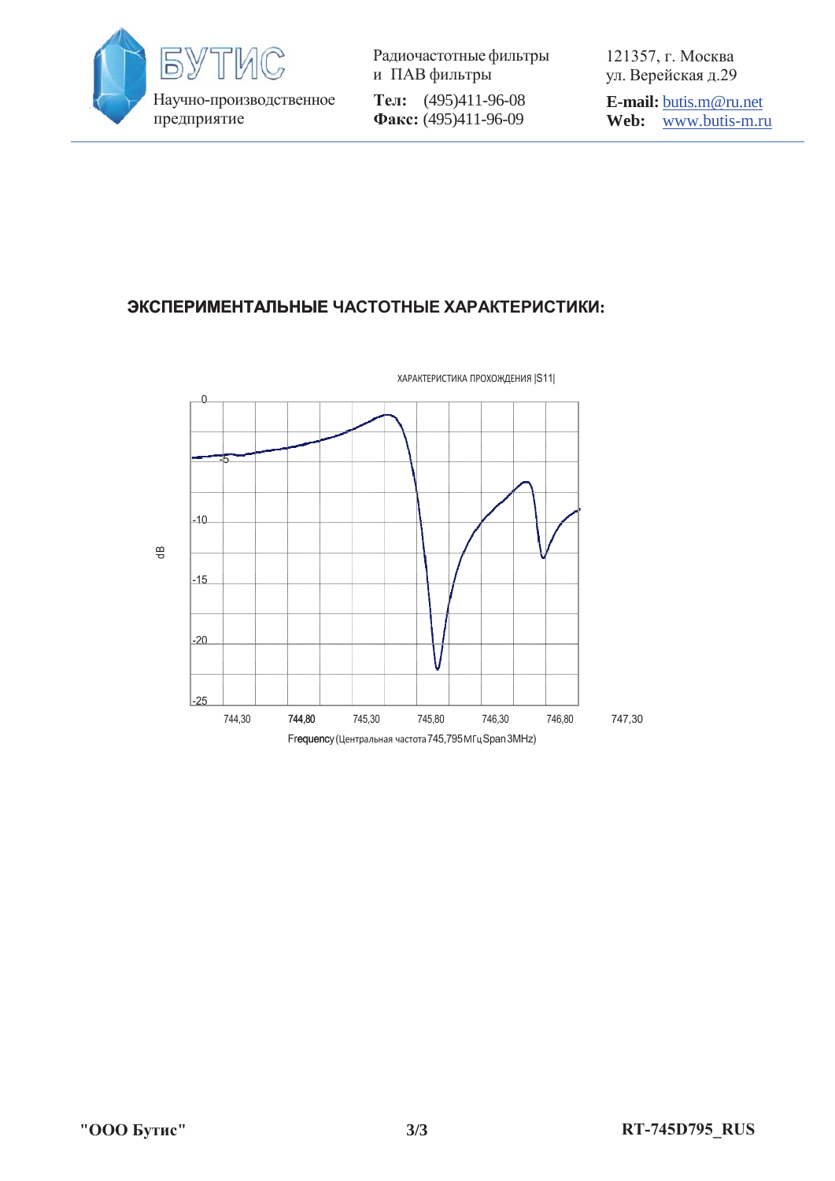# ЭКСПЕРИМЕНТАЛЬНЫЕ ЧАСТОТНЫЕ ХАРАКТЕРИСТИКИ:

ХАРАКТЕРИСТИКА ПРОХОЖДЕНИЯ |S11|

dB

0

-5

-10

-15

-20

-25

744,30 744,80 745,30 745,80 746,30 746,80 747,30

Frequency (Центральная частота 745,795 МГц Span 3MHz)